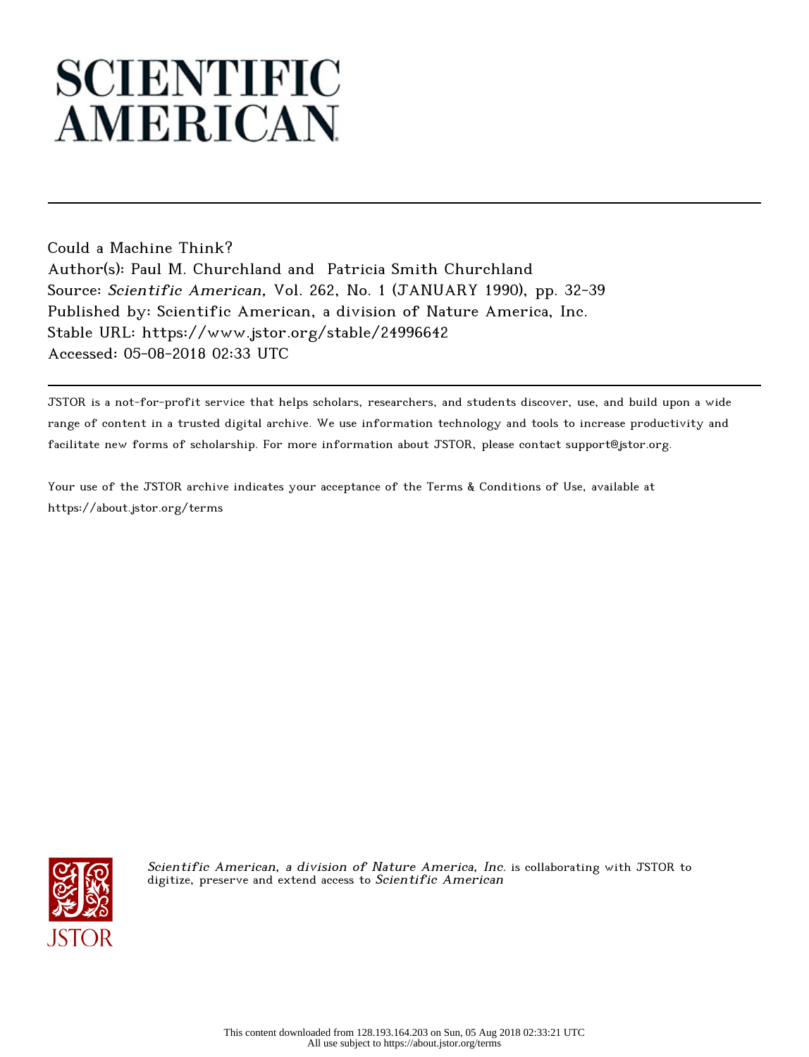# SCIENTIFIC AMERICAN

Could a Machine Think?
Author(s): Paul M. Churchland and Patricia Smith Churchland
Source: *Scientific American*, Vol. 262, No. 1 (JANUARY 1990), pp. 32-39
Published by: Scientific American, a division of Nature America, Inc.
Stable URL: https://www.jstor.org/stable/24996642
Accessed: 05-08-2018 02:33 UTC

JSTOR is a not-for-profit service that helps scholars, researchers, and students discover, use, and build upon a wide range of content in a trusted digital archive. We use information technology and tools to increase productivity and facilitate new forms of scholarship. For more information about JSTOR, please contact support@jstor.org.

Your use of the JSTOR archive indicates your acceptance of the Terms & Conditions of Use, available at https://about.jstor.org/terms

*Scientific American, a division of Nature America, Inc.* is collaborating with JSTOR to digitize, preserve and extend access to *Scientific American*

This content downloaded from 128.193.164.203 on Sun, 05 Aug 2018 02:33:21 UTC
All use subject to https://about.jstor.org/terms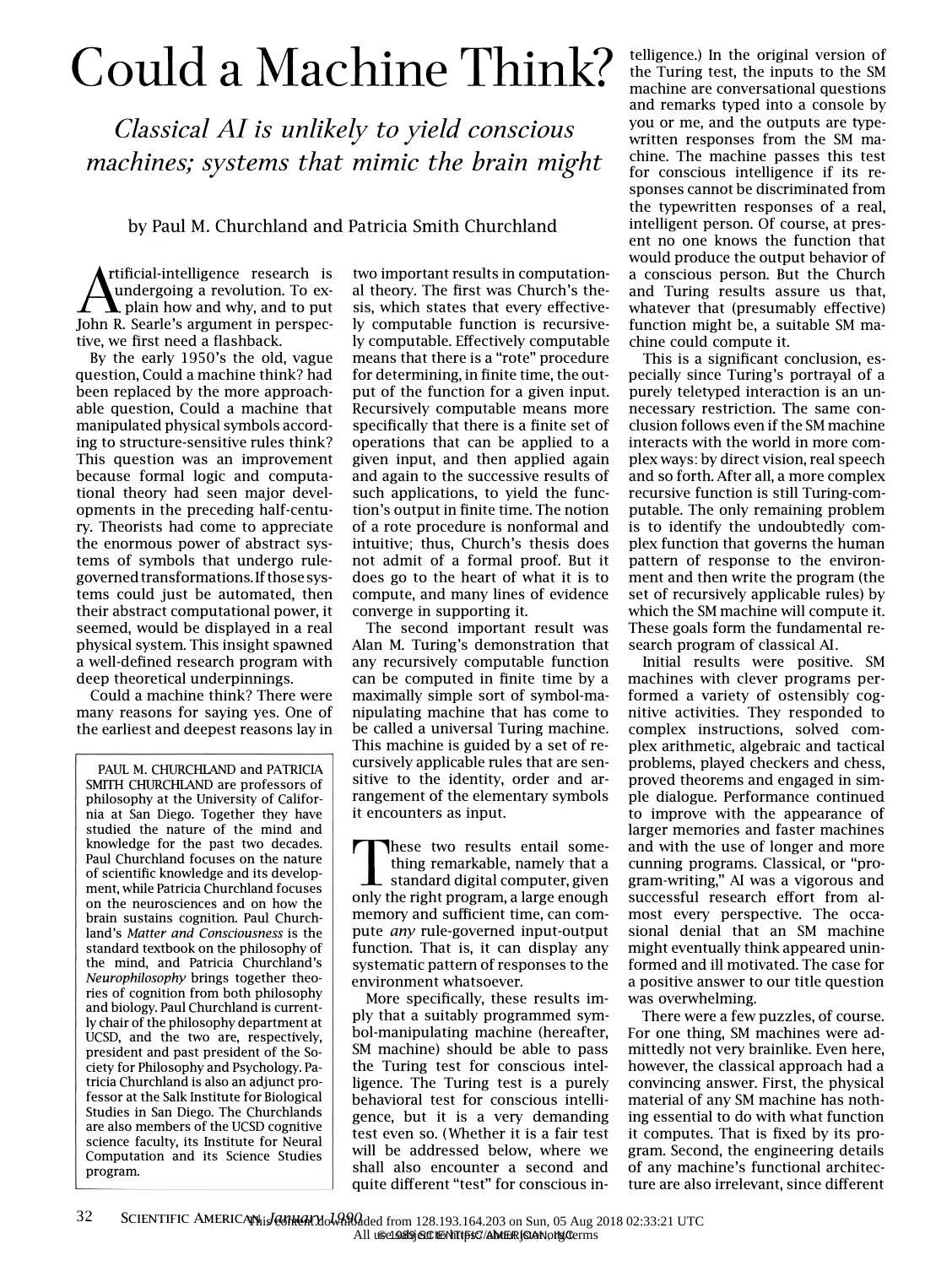# Could a Machine Think?

*Classical AI is unlikely to yield conscious machines; systems that mimic the brain might*

by Paul M. Churchland and Patricia Smith Churchland

Artificial-intelligence research is undergoing a revolution. To explain how and why, and to put John R. Searle's argument in perspective, we first need a flashback.

By the early 1950's the old, vague question, Could a machine think? had been replaced by the more approachable question, Could a machine that manipulated physical symbols according to structure-sensitive rules think? This question was an improvement because formal logic and computational theory had seen major developments in the preceding half-century. Theorists had come to appreciate the enormous power of abstract systems of symbols that undergo rule-governed transformations. If those systems could just be automated, then their abstract computational power, it seemed, would be displayed in a real physical system. This insight spawned a well-defined research program with deep theoretical underpinnings.

Could a machine think? There were many reasons for saying yes. One of the earliest and deepest reasons lay in two important results in computational theory. The first was Church's thesis, which states that every effectively computable function is recursively computable. Effectively computable means that there is a "rote" procedure for determining, in finite time, the output of the function for a given input. Recursively computable means more specifically that there is a finite set of operations that can be applied to a given input, and then applied again and again to the successive results of such applications, to yield the function's output in finite time. The notion of a rote procedure is nonformal and intuitive; thus, Church's thesis does not admit of a formal proof. But it does go to the heart of what it is to compute, and many lines of evidence converge in supporting it.

The second important result was Alan M. Turing's demonstration that any recursively computable function can be computed in finite time by a maximally simple sort of symbol-manipulating machine that has come to be called a universal Turing machine. This machine is guided by a set of recursively applicable rules that are sensitive to the identity, order and arrangement of the elementary symbols it encounters as input.

These two results entail something remarkable, namely that a standard digital computer, given only the right program, a large enough memory and sufficient time, can compute *any* rule-governed input-output function. That is, it can display any systematic pattern of responses to the environment whatsoever.

More specifically, these results imply that a suitably programmed symbol-manipulating machine (hereafter, SM machine) should be able to pass the Turing test for conscious intelligence. The Turing test is a purely behavioral test for conscious intelligence, but it is a very demanding test even so. (Whether it is a fair test will be addressed below, where we shall also encounter a second and quite different "test" for conscious intelligence.) In the original version of the Turing test, the inputs to the SM machine are conversational questions and remarks typed into a console by you or me, and the outputs are typewritten responses from the SM machine. The machine passes this test for conscious intelligence if its responses cannot be discriminated from the typewritten responses of a real, intelligent person. Of course, at present no one knows the function that would produce the output behavior of a conscious person. But the Church and Turing results assure us that, whatever that (presumably effective) function might be, a suitable SM machine could compute it.

This is a significant conclusion, especially since Turing's portrayal of a purely teletyped interaction is an unnecessary restriction. The same conclusion follows even if the SM machine interacts with the world in more complex ways: by direct vision, real speech and so forth. After all, a more complex recursive function is still Turing-computable. The only remaining problem is to identify the undoubtedly complex function that governs the human pattern of response to the environment and then write the program (the set of recursively applicable rules) by which the SM machine will compute it. These goals form the fundamental research program of classical AI.

Initial results were positive. SM machines with clever programs performed a variety of ostensibly cognitive activities. They responded to complex instructions, solved complex arithmetic, algebraic and tactical problems, played checkers and chess, proved theorems and engaged in simple dialogue. Performance continued to improve with the appearance of larger memories and faster machines and with the use of longer and more cunning programs. Classical, or "program-writing," AI was a vigorous and successful research effort from almost every perspective. The occasional denial that an SM machine might eventually think appeared uninformed and ill motivated. The case for a positive answer to our title question was overwhelming.

There were a few puzzles, of course. For one thing, SM machines were admittedly not very brainlike. Even here, however, the classical approach had a convincing answer. First, the physical material of any SM machine has nothing essential to do with what function it computes. That is fixed by its program. Second, the engineering details of any machine's functional architecture are also irrelevant, since different

PAUL M. CHURCHLAND and PATRICIA SMITH CHURCHLAND are professors of philosophy at the University of California at San Diego. Together they have studied the nature of the mind and knowledge for the past two decades. Paul Churchland focuses on the nature of scientific knowledge and its development, while Patricia Churchland focuses on the neurosciences and on how the brain sustains cognition. Paul Churchland's *Matter and Consciousness* is the standard textbook on the philosophy of the mind, and Patricia Churchland's *Neurophilosophy* brings together theories of cognition from both philosophy and biology. Paul Churchland is currently chair of the philosophy department at UCSD, and the two are, respectively, president and past president of the Society for Philosophy and Psychology. Patricia Churchland is also an adjunct professor at the Salk Institute for Biological Studies in San Diego. The Churchlands are also members of the UCSD cognitive science faculty, its Institute for Neural Computation and its Science Studies program.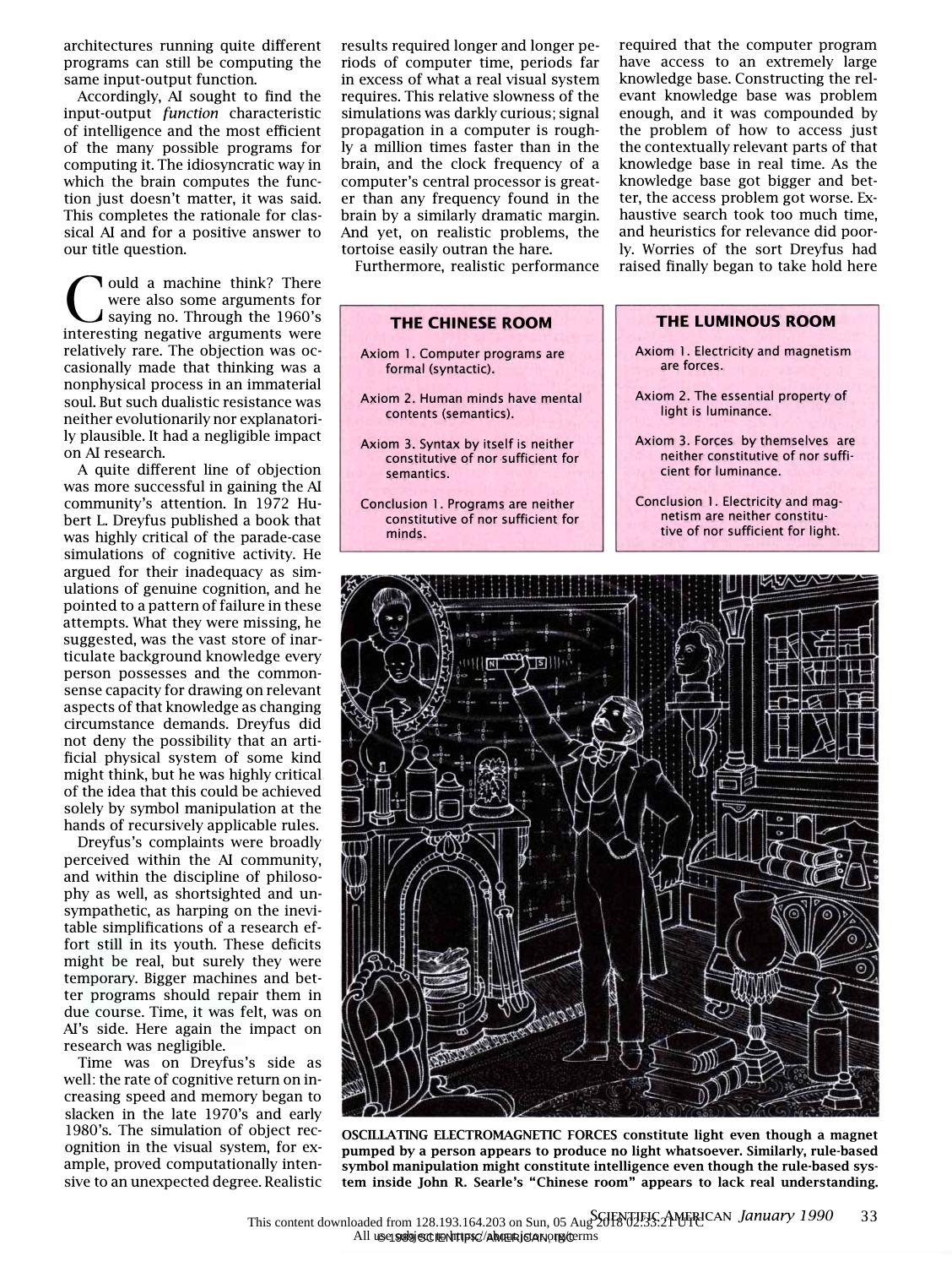architectures running quite different programs can still be computing the same input-output function.

Accordingly, AI sought to find the input-output *function* characteristic of intelligence and the most efficient of the many possible programs for computing it. The idiosyncratic way in which the brain computes the function just doesn't matter, it was said. This completes the rationale for classical AI and for a positive answer to our title question.

Could a machine think? There were also some arguments for saying no. Through the 1960's interesting negative arguments were relatively rare. The objection was occasionally made that thinking was a nonphysical process in an immaterial soul. But such dualistic resistance was neither evolutionarily nor explanatorily plausible. It had a negligible impact on AI research.

A quite different line of objection was more successful in gaining the AI community's attention. In 1972 Hubert L. Dreyfus published a book that was highly critical of the parade-case simulations of cognitive activity. He argued for their inadequacy as simulations of genuine cognition, and he pointed to a pattern of failure in these attempts. What they were missing, he suggested, was the vast store of inarticulate background knowledge every person possesses and the commonsense capacity for drawing on relevant aspects of that knowledge as changing circumstance demands. Dreyfus did not deny the possibility that an artificial physical system of some kind might think, but he was highly critical of the idea that this could be achieved solely by symbol manipulation at the hands of recursively applicable rules.

Dreyfus's complaints were broadly perceived within the AI community, and within the discipline of philosophy as well, as shortsighted and unsympathetic, as harping on the inevitable simplifications of a research effort still in its youth. These deficits might be real, but surely they were temporary. Bigger machines and better programs should repair them in due course. Time, it was felt, was on AI's side. Here again the impact on research was negligible.

Time was on Dreyfus's side as well: the rate of cognitive return on increasing speed and memory began to slacken in the late 1970's and early 1980's. The simulation of object recognition in the visual system, for example, proved computationally intensive to an unexpected degree. Realistic results required longer and longer periods of computer time, periods far in excess of what a real visual system requires. This relative slowness of the simulations was darkly curious; signal propagation in a computer is roughly a million times faster than in the brain, and the clock frequency of a computer's central processor is greater than any frequency found in the brain by a similarly dramatic margin. And yet, on realistic problems, the tortoise easily outran the hare.

Furthermore, realistic performance required that the computer program have access to an extremely large knowledge base. Constructing the relevant knowledge base was problem enough, and it was compounded by the problem of how to access just the contextually relevant parts of that knowledge base in real time. As the knowledge base got bigger and better, the access problem got worse. Exhaustive search took too much time, and heuristics for relevance did poorly. Worries of the sort Dreyfus had raised finally began to take hold here

**THE CHINESE ROOM**

Axiom 1. Computer programs are formal (syntactic).

Axiom 2. Human minds have mental contents (semantics).

Axiom 3. Syntax by itself is neither constitutive of nor sufficient for semantics.

Conclusion 1. Programs are neither constitutive of nor sufficient for minds.

**THE LUMINOUS ROOM**

Axiom 1. Electricity and magnetism are forces.

Axiom 2. The essential property of light is luminance.

Axiom 3. Forces by themselves are neither constitutive of nor sufficient for luminance.

Conclusion 1. Electricity and magnetism are neither constitutive of nor sufficient for light.

**OSCILLATING ELECTROMAGNETIC FORCES constitute light even though a magnet pumped by a person appears to produce no light whatsoever. Similarly, rule-based symbol manipulation might constitute intelligence even though the rule-based system inside John R. Searle's "Chinese room" appears to lack real understanding.**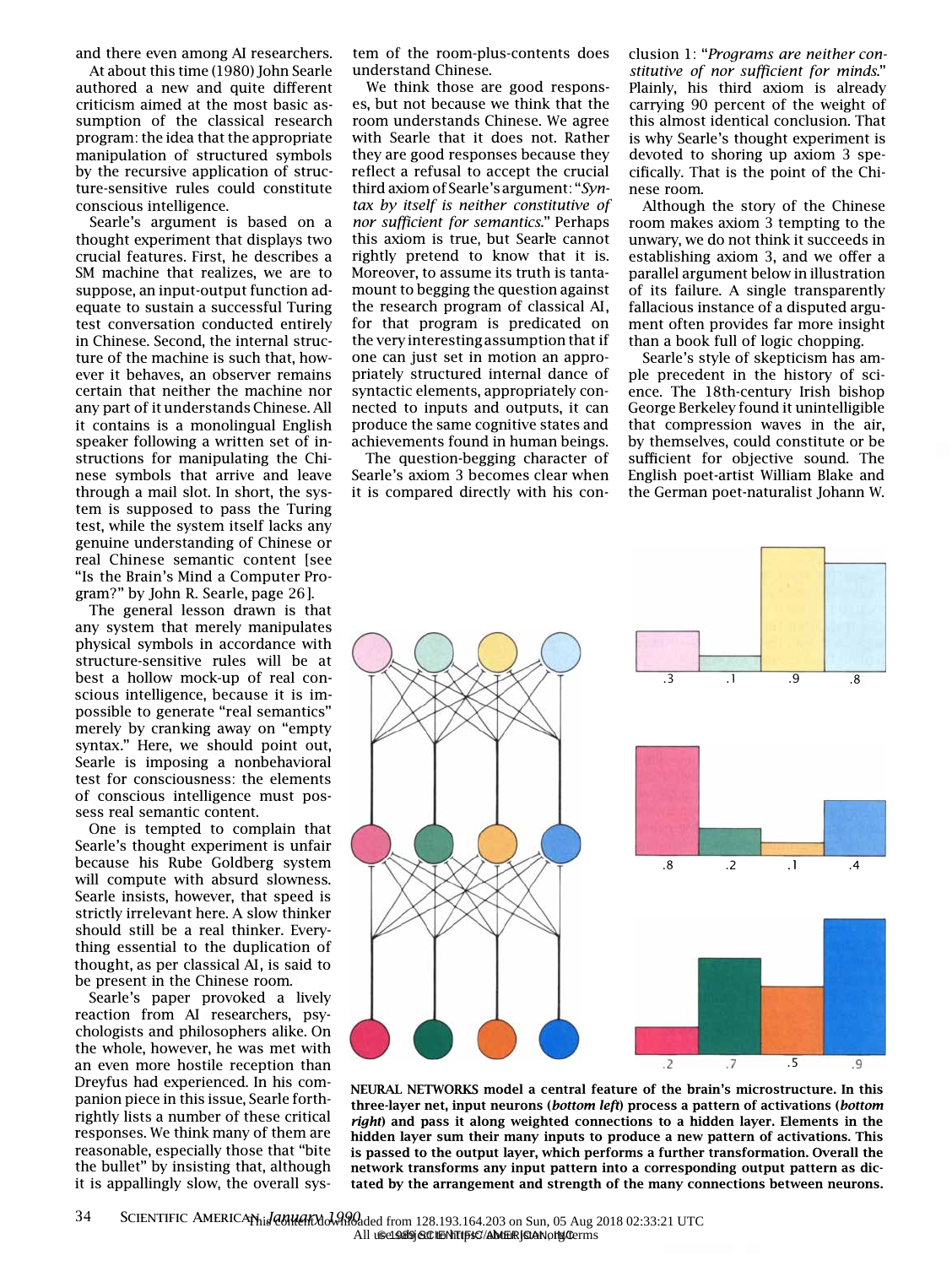and there even among AI researchers.

At about this time (1980) John Searle authored a new and quite different criticism aimed at the most basic assumption of the classical research program: the idea that the appropriate manipulation of structured symbols by the recursive application of structure-sensitive rules could constitute conscious intelligence.

Searle's argument is based on a thought experiment that displays two crucial features. First, he describes a SM machine that realizes, we are to suppose, an input-output function adequate to sustain a successful Turing test conversation conducted entirely in Chinese. Second, the internal structure of the machine is such that, however it behaves, an observer remains certain that neither the machine nor any part of it understands Chinese. All it contains is a monolingual English speaker following a written set of instructions for manipulating the Chinese symbols that arrive and leave through a mail slot. In short, the system is supposed to pass the Turing test, while the system itself lacks any genuine understanding of Chinese or real Chinese semantic content [see "Is the Brain's Mind a Computer Program?" by John R. Searle, page 26].

The general lesson drawn is that any system that merely manipulates physical symbols in accordance with structure-sensitive rules will be at best a hollow mock-up of real conscious intelligence, because it is impossible to generate "real semantics" merely by cranking away on "empty syntax." Here, we should point out, Searle is imposing a nonbehavioral test for consciousness: the elements of conscious intelligence must possess real semantic content.

One is tempted to complain that Searle's thought experiment is unfair because his Rube Goldberg system will compute with absurd slowness. Searle insists, however, that speed is strictly irrelevant here. A slow thinker should still be a real thinker. Everything essential to the duplication of thought, as per classical AI, is said to be present in the Chinese room.

Searle's paper provoked a lively reaction from AI researchers, psychologists and philosophers alike. On the whole, however, he was met with an even more hostile reception than Dreyfus had experienced. In his companion piece in this issue, Searle forthrightly lists a number of these critical responses. We think many of them are reasonable, especially those that "bite the bullet" by insisting that, although it is appallingly slow, the overall system of the room-plus-contents does understand Chinese.

We think those are good responses, but not because we think that the room understands Chinese. We agree with Searle that it does not. Rather they are good responses because they reflect a refusal to accept the crucial third axiom of Searle's argument: "*Syntax by itself is neither constitutive of nor sufficient for semantics.*" Perhaps this axiom is true, but Searle cannot rightly pretend to know that it is. Moreover, to assume its truth is tantamount to begging the question against the research program of classical AI, for that program is predicated on the very interesting assumption that if one can just set in motion an appropriately structured internal dance of syntactic elements, appropriately connected to inputs and outputs, it can produce the same cognitive states and achievements found in human beings.

The question-begging character of Searle's axiom 3 becomes clear when it is compared directly with his conclusion 1: "*Programs are neither constitutive of nor sufficient for minds.*" Plainly, his third axiom is already carrying 90 percent of the weight of this almost identical conclusion. That is why Searle's thought experiment is devoted to shoring up axiom 3 specifically. That is the point of the Chinese room.

Although the story of the Chinese room makes axiom 3 tempting to the unwary, we do not think it succeeds in establishing axiom 3, and we offer a parallel argument below in illustration of its failure. A single transparently fallacious instance of a disputed argument often provides far more insight than a book full of logic chopping.

Searle's style of skepticism has ample precedent in the history of science. The 18th-century Irish bishop George Berkeley found it unintelligible that compression waves in the air, by themselves, could constitute or be sufficient for objective sound. The English poet-artist William Blake and the German poet-naturalist Johann W.

**NEURAL NETWORKS model a central feature of the brain's microstructure. In this three-layer net, input neurons (*bottom left*) process a pattern of activations (*bottom right*) and pass it along weighted connections to a hidden layer. Elements in the hidden layer sum their many inputs to produce a new pattern of activations. This is passed to the output layer, which performs a further transformation. Overall the network transforms any input pattern into a corresponding output pattern as dictated by the arrangement and strength of the many connections between neurons.**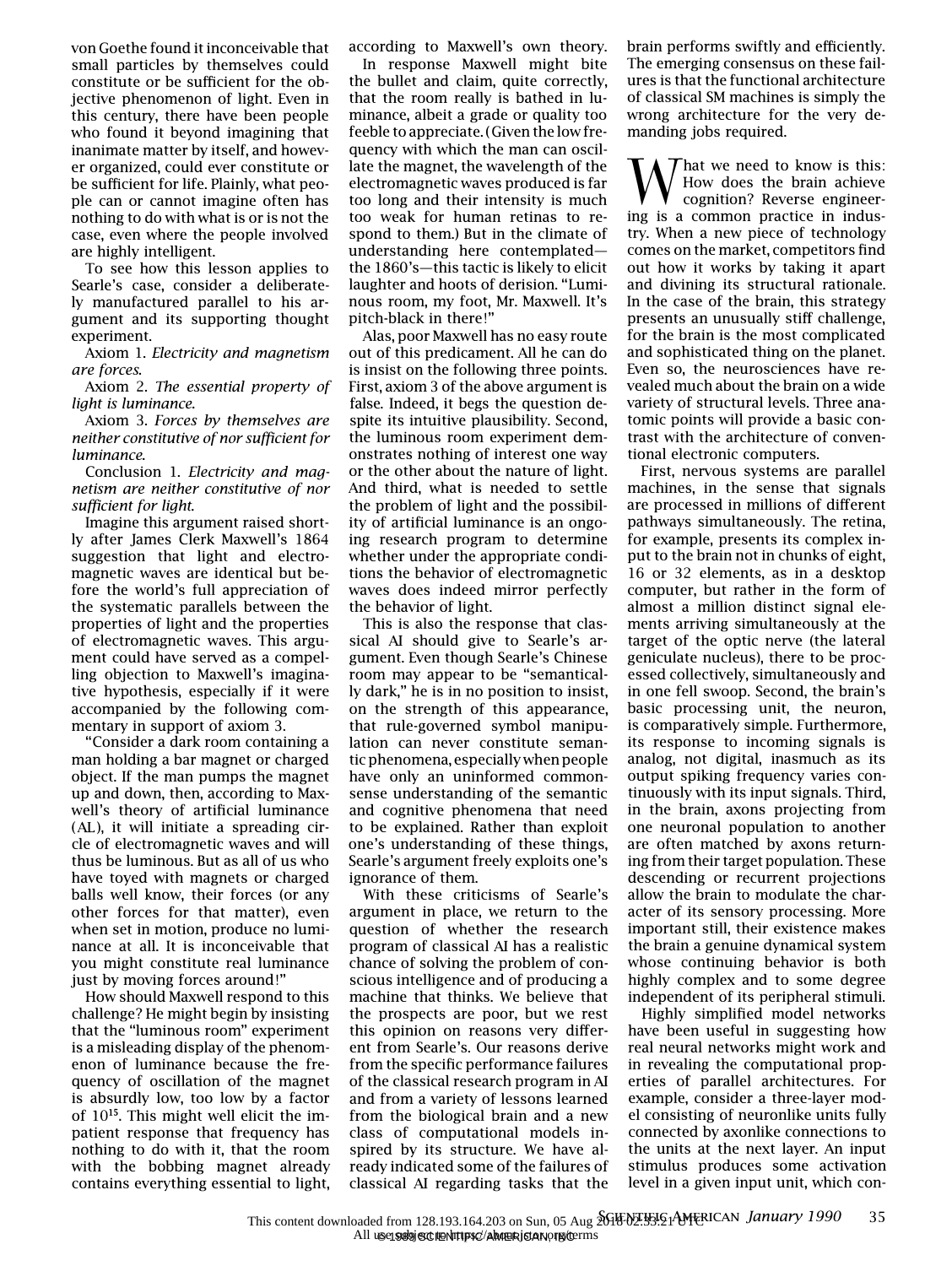von Goethe found it inconceivable that small particles by themselves could constitute or be sufficient for the objective phenomenon of light. Even in this century, there have been people who found it beyond imagining that inanimate matter by itself, and however organized, could ever constitute or be sufficient for life. Plainly, what people can or cannot imagine often has nothing to do with what is or is not the case, even where the people involved are highly intelligent.

To see how this lesson applies to Searle's case, consider a deliberately manufactured parallel to his argument and its supporting thought experiment.

Axiom 1. *Electricity and magnetism are forces.*

Axiom 2. *The essential property of light is luminance.*

Axiom 3. *Forces by themselves are neither constitutive of nor sufficient for luminance.*

Conclusion 1. *Electricity and magnetism are neither constitutive of nor sufficient for light.*

Imagine this argument raised shortly after James Clerk Maxwell's 1864 suggestion that light and electromagnetic waves are identical but before the world's full appreciation of the systematic parallels between the properties of light and the properties of electromagnetic waves. This argument could have served as a compelling objection to Maxwell's imaginative hypothesis, especially if it were accompanied by the following commentary in support of axiom 3.

"Consider a dark room containing a man holding a bar magnet or charged object. If the man pumps the magnet up and down, then, according to Maxwell's theory of artificial luminance (AL), it will initiate a spreading circle of electromagnetic waves and will thus be luminous. But as all of us who have toyed with magnets or charged balls well know, their forces (or any other forces for that matter), even when set in motion, produce no luminance at all. It is inconceivable that you might constitute real luminance just by moving forces around!"

How should Maxwell respond to this challenge? He might begin by insisting that the "luminous room" experiment is a misleading display of the phenomenon of luminance because the frequency of oscillation of the magnet is absurdly low, too low by a factor of $10^{15}$. This might well elicit the impatient response that frequency has nothing to do with it, that the room with the bobbing magnet already contains everything essential to light, according to Maxwell's own theory.

In response Maxwell might bite the bullet and claim, quite correctly, that the room really is bathed in luminance, albeit a grade or quality too feeble to appreciate. (Given the low frequency with which the man can oscillate the magnet, the wavelength of the electromagnetic waves produced is far too long and their intensity is much too weak for human retinas to respond to them.) But in the climate of understanding here contemplated—the 1860's—this tactic is likely to elicit laughter and hoots of derision. "Luminous room, my foot, Mr. Maxwell. It's pitch-black in there!"

Alas, poor Maxwell has no easy route out of this predicament. All he can do is insist on the following three points. First, axiom 3 of the above argument is false. Indeed, it begs the question despite its intuitive plausibility. Second, the luminous room experiment demonstrates nothing of interest one way or the other about the nature of light. And third, what is needed to settle the problem of light and the possibility of artificial luminance is an ongoing research program to determine whether under the appropriate conditions the behavior of electromagnetic waves does indeed mirror perfectly the behavior of light.

This is also the response that classical AI should give to Searle's argument. Even though Searle's Chinese room may appear to be "semantically dark," he is in no position to insist, on the strength of this appearance, that rule-governed symbol manipulation can never constitute semantic phenomena, especially when people have only an uninformed commonsense understanding of the semantic and cognitive phenomena that need to be explained. Rather than exploit one's understanding of these things, Searle's argument freely exploits one's ignorance of them.

With these criticisms of Searle's argument in place, we return to the question of whether the research program of classical AI has a realistic chance of solving the problem of conscious intelligence and of producing a machine that thinks. We believe that the prospects are poor, but we rest this opinion on reasons very different from Searle's. Our reasons derive from the specific performance failures of the classical research program in AI and from a variety of lessons learned from the biological brain and a new class of computational models inspired by its structure. We have already indicated some of the failures of classical AI regarding tasks that the brain performs swiftly and efficiently. The emerging consensus on these failures is that the functional architecture of classical SM machines is simply the wrong architecture for the very demanding jobs required.

What we need to know is this: How does the brain achieve cognition? Reverse engineering is a common practice in industry. When a new piece of technology comes on the market, competitors find out how it works by taking it apart and divining its structural rationale. In the case of the brain, this strategy presents an unusually stiff challenge, for the brain is the most complicated and sophisticated thing on the planet. Even so, the neurosciences have revealed much about the brain on a wide variety of structural levels. Three anatomic points will provide a basic contrast with the architecture of conventional electronic computers.

First, nervous systems are parallel machines, in the sense that signals are processed in millions of different pathways simultaneously. The retina, for example, presents its complex input to the brain not in chunks of eight, 16 or 32 elements, as in a desktop computer, but rather in the form of almost a million distinct signal elements arriving simultaneously at the target of the optic nerve (the lateral geniculate nucleus), there to be processed collectively, simultaneously and in one fell swoop. Second, the brain's basic processing unit, the neuron, is comparatively simple. Furthermore, its response to incoming signals is analog, not digital, inasmuch as its output spiking frequency varies continuously with its input signals. Third, in the brain, axons projecting from one neuronal population to another are often matched by axons returning from their target population. These descending or recurrent projections allow the brain to modulate the character of its sensory processing. More important still, their existence makes the brain a genuine dynamical system whose continuing behavior is both highly complex and to some degree independent of its peripheral stimuli.

Highly simplified model networks have been useful in suggesting how real neural networks might work and in revealing the computational properties of parallel architectures. For example, consider a three-layer model consisting of neuronlike units fully connected by axonlike connections to the units at the next layer. An input stimulus produces some activation level in a given input unit, which con-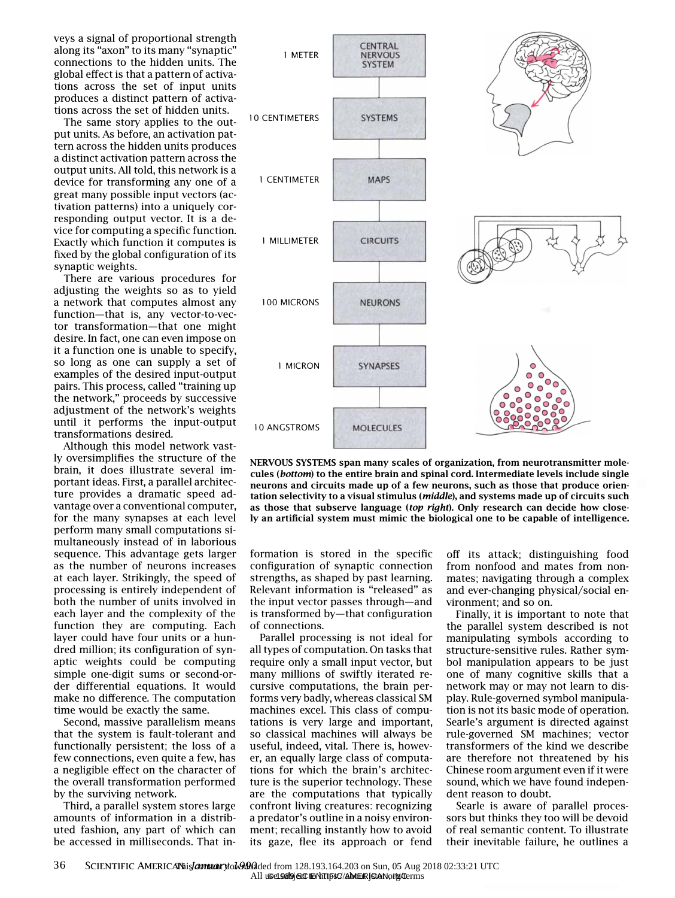veys a signal of proportional strength along its "axon" to its many "synaptic" connections to the hidden units. The global effect is that a pattern of activations across the set of input units produces a distinct pattern of activations across the set of hidden units.

The same story applies to the output units. As before, an activation pattern across the hidden units produces a distinct activation pattern across the output units. All told, this network is a device for transforming any one of a great many possible input vectors (activation patterns) into a uniquely corresponding output vector. It is a device for computing a specific function. Exactly which function it computes is fixed by the global configuration of its synaptic weights.

There are various procedures for adjusting the weights so as to yield a network that computes almost any function—that is, any vector-to-vector transformation—that one might desire. In fact, one can even impose on it a function one is unable to specify, so long as one can supply a set of examples of the desired input-output pairs. This process, called "training up the network," proceeds by successive adjustment of the network's weights until it performs the input-output transformations desired.

Although this model network vastly oversimplifies the structure of the brain, it does illustrate several important ideas. First, a parallel architecture provides a dramatic speed advantage over a conventional computer, for the many synapses at each level perform many small computations simultaneously instead of in laborious sequence. This advantage gets larger as the number of neurons increases at each layer. Strikingly, the speed of processing is entirely independent of both the number of units involved in each layer and the complexity of the function they are computing. Each layer could have four units or a hundred million; its configuration of synaptic weights could be computing simple one-digit sums or second-order differential equations. It would make no difference. The computation time would be exactly the same.

Second, massive parallelism means that the system is fault-tolerant and functionally persistent; the loss of a few connections, even quite a few, has a negligible effect on the character of the overall transformation performed by the surviving network.

Third, a parallel system stores large amounts of information in a distributed fashion, any part of which can be accessed in milliseconds. That information is stored in the specific configuration of synaptic connection strengths, as shaped by past learning. Relevant information is "released" as the input vector passes through—and is transformed by—that configuration of connections.

Parallel processing is not ideal for all types of computation. On tasks that require only a small input vector, but many millions of swiftly iterated recursive computations, the brain performs very badly, whereas classical SM machines excel. This class of computations is very large and important, so classical machines will always be useful, indeed, vital. There is, however, an equally large class of computations for which the brain's architecture is the superior technology. These are the computations that typically confront living creatures: recognizing a predator's outline in a noisy environment; recalling instantly how to avoid its gaze, flee its approach or fend off its attack; distinguishing food from nonfood and mates from nonmates; navigating through a complex and ever-changing physical/social environment; and so on.

Finally, it is important to note that the parallel system described is not manipulating symbols according to structure-sensitive rules. Rather symbol manipulation appears to be just one of many cognitive skills that a network may or may not learn to display. Rule-governed symbol manipulation is not its basic mode of operation. Searle's argument is directed against rule-governed SM machines; vector transformers of the kind we describe are therefore not threatened by his Chinese room argument even if it were sound, which we have found independent reason to doubt.

Searle is aware of parallel processors but thinks they too will be devoid of real semantic content. To illustrate their inevitable failure, he outlines a

| Scale | Level |
|---|---|
| 1 METER | CENTRAL NERVOUS SYSTEM |
| 10 CENTIMETERS | SYSTEMS |
| 1 CENTIMETER | MAPS |
| 1 MILLIMETER | CIRCUITS |
| 100 MICRONS | NEURONS |
| 1 MICRON | SYNAPSES |
| 10 ANGSTROMS | MOLECULES |

**NERVOUS SYSTEMS span many scales of organization, from neurotransmitter molecules (*bottom*) to the entire brain and spinal cord. Intermediate levels include single neurons and circuits made up of a few neurons, such as those that produce orientation selectivity to a visual stimulus (*middle*), and systems made up of circuits such as those that subserve language (*top right*). Only research can decide how closely an artificial system must mimic the biological one to be capable of intelligence.**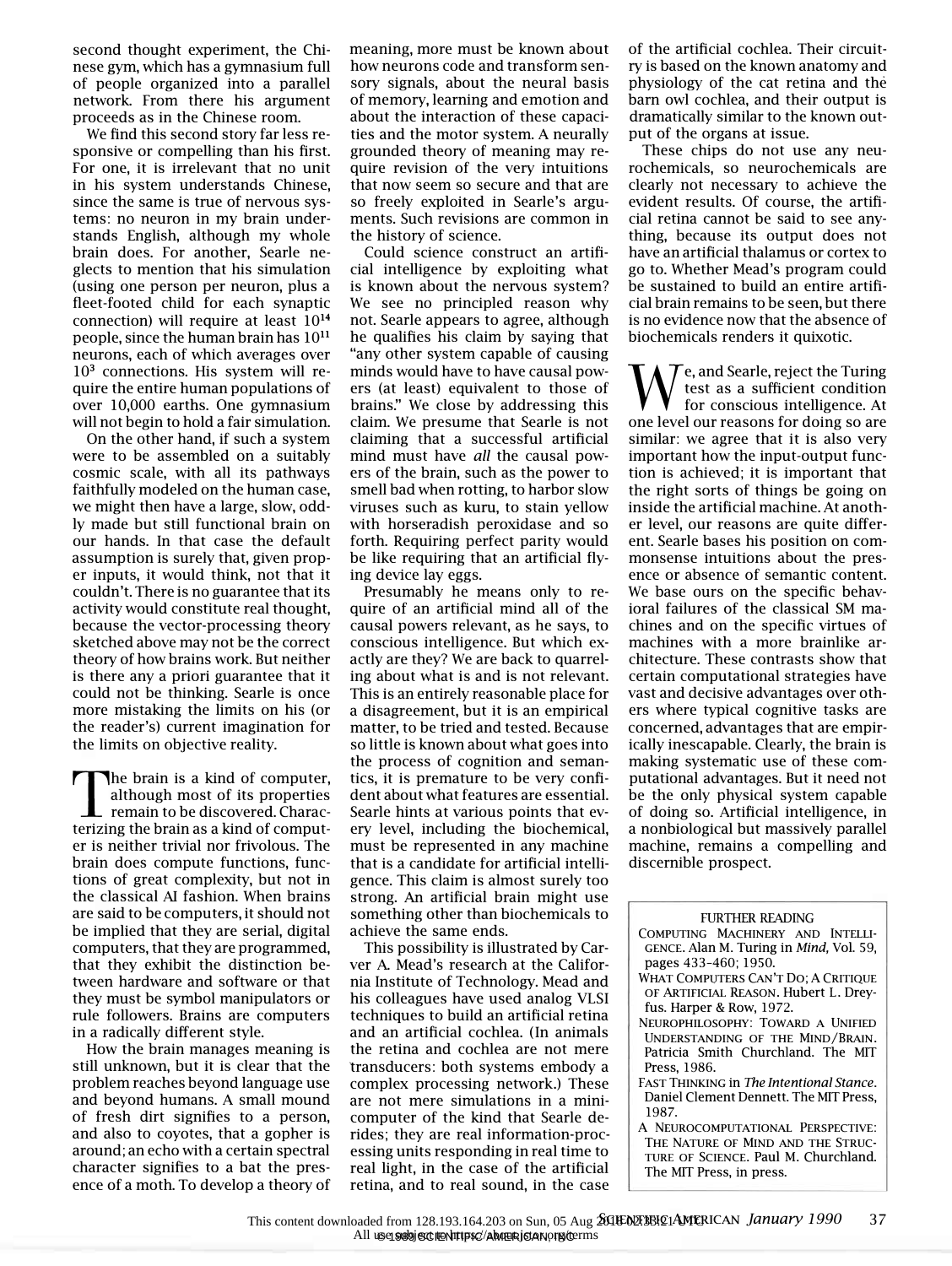second thought experiment, the Chinese gym, which has a gymnasium full of people organized into a parallel network. From there his argument proceeds as in the Chinese room.

We find this second story far less responsive or compelling than his first. For one, it is irrelevant that no unit in his system understands Chinese, since the same is true of nervous systems: no neuron in my brain understands English, although my whole brain does. For another, Searle neglects to mention that his simulation (using one person per neuron, plus a fleet-footed child for each synaptic connection) will require at least $10^{14}$ people, since the human brain has $10^{11}$ neurons, each of which averages over $10^3$ connections. His system will require the entire human populations of over 10,000 earths. One gymnasium will not begin to hold a fair simulation.

On the other hand, if such a system were to be assembled on a suitably cosmic scale, with all its pathways faithfully modeled on the human case, we might then have a large, slow, oddly made but still functional brain on our hands. In that case the default assumption is surely that, given proper inputs, it would think, not that it couldn't. There is no guarantee that its activity would constitute real thought, because the vector-processing theory sketched above may not be the correct theory of how brains work. But neither is there any a priori guarantee that it could not be thinking. Searle is once more mistaking the limits on his (or the reader's) current imagination for the limits on objective reality.

The brain is a kind of computer, although most of its properties remain to be discovered. Characterizing the brain as a kind of computer is neither trivial nor frivolous. The brain does compute functions, functions of great complexity, but not in the classical AI fashion. When brains are said to be computers, it should not be implied that they are serial, digital computers, that they are programmed, that they exhibit the distinction between hardware and software or that they must be symbol manipulators or rule followers. Brains are computers in a radically different style.

How the brain manages meaning is still unknown, but it is clear that the problem reaches beyond language use and beyond humans. A small mound of fresh dirt signifies to a person, and also to coyotes, that a gopher is around; an echo with a certain spectral character signifies to a bat the presence of a moth. To develop a theory of meaning, more must be known about how neurons code and transform sensory signals, about the neural basis of memory, learning and emotion and about the interaction of these capacities and the motor system. A neurally grounded theory of meaning may require revision of the very intuitions that now seem so secure and that are so freely exploited in Searle's arguments. Such revisions are common in the history of science.

Could science construct an artificial intelligence by exploiting what is known about the nervous system? We see no principled reason why not. Searle appears to agree, although he qualifies his claim by saying that "any other system capable of causing minds would have to have causal powers (at least) equivalent to those of brains." We close by addressing this claim. We presume that Searle is not claiming that a successful artificial mind must have *all* the causal powers of the brain, such as the power to smell bad when rotting, to harbor slow viruses such as kuru, to stain yellow with horseradish peroxidase and so forth. Requiring perfect parity would be like requiring that an artificial flying device lay eggs.

Presumably he means only to require of an artificial mind all of the causal powers relevant, as he says, to conscious intelligence. But which exactly are they? We are back to quarreling about what is and is not relevant. This is an entirely reasonable place for a disagreement, but it is an empirical matter, to be tried and tested. Because so little is known about what goes into the process of cognition and semantics, it is premature to be very confident about what features are essential. Searle hints at various points that every level, including the biochemical, must be represented in any machine that is a candidate for artificial intelligence. This claim is almost surely too strong. An artificial brain might use something other than biochemicals to achieve the same ends.

This possibility is illustrated by Carver A. Mead's research at the California Institute of Technology. Mead and his colleagues have used analog VLSI techniques to build an artificial retina and an artificial cochlea. (In animals the retina and cochlea are not mere transducers: both systems embody a complex processing network.) These are not mere simulations in a minicomputer of the kind that Searle derides; they are real information-processing units responding in real time to real light, in the case of the artificial retina, and to real sound, in the case of the artificial cochlea. Their circuitry is based on the known anatomy and physiology of the cat retina and the barn owl cochlea, and their output is dramatically similar to the known output of the organs at issue.

These chips do not use any neurochemicals, so neurochemicals are clearly not necessary to achieve the evident results. Of course, the artificial retina cannot be said to see anything, because its output does not have an artificial thalamus or cortex to go to. Whether Mead's program could be sustained to build an entire artificial brain remains to be seen, but there is no evidence now that the absence of biochemicals renders it quixotic.

We, and Searle, reject the Turing test as a sufficient condition for conscious intelligence. At one level our reasons for doing so are similar: we agree that it is also very important how the input-output function is achieved; it is important that the right sorts of things be going on inside the artificial machine. At another level, our reasons are quite different. Searle bases his position on commonsense intuitions about the presence or absence of semantic content. We base ours on the specific behavioral failures of the classical SM machines and on the specific virtues of machines with a more brainlike architecture. These contrasts show that certain computational strategies have vast and decisive advantages over others where typical cognitive tasks are concerned, advantages that are empirically inescapable. Clearly, the brain is making systematic use of these computational advantages. But it need not be the only physical system capable of doing so. Artificial intelligence, in a nonbiological but massively parallel machine, remains a compelling and discernible prospect.

## FURTHER READING

COMPUTING MACHINERY AND INTELLIGENCE. Alan M. Turing in *Mind*, Vol. 59, pages 433–460; 1950.

WHAT COMPUTERS CAN'T DO; A CRITIQUE OF ARTIFICIAL REASON. Hubert L. Dreyfus. Harper & Row, 1972.

NEUROPHILOSOPHY: TOWARD A UNIFIED UNDERSTANDING OF THE MIND/BRAIN. Patricia Smith Churchland. The MIT Press, 1986.

FAST THINKING in *The Intentional Stance*. Daniel Clement Dennett. The MIT Press, 1987.

A NEUROCOMPUTATIONAL PERSPECTIVE: THE NATURE OF MIND AND THE STRUCTURE OF SCIENCE. Paul M. Churchland. The MIT Press, in press.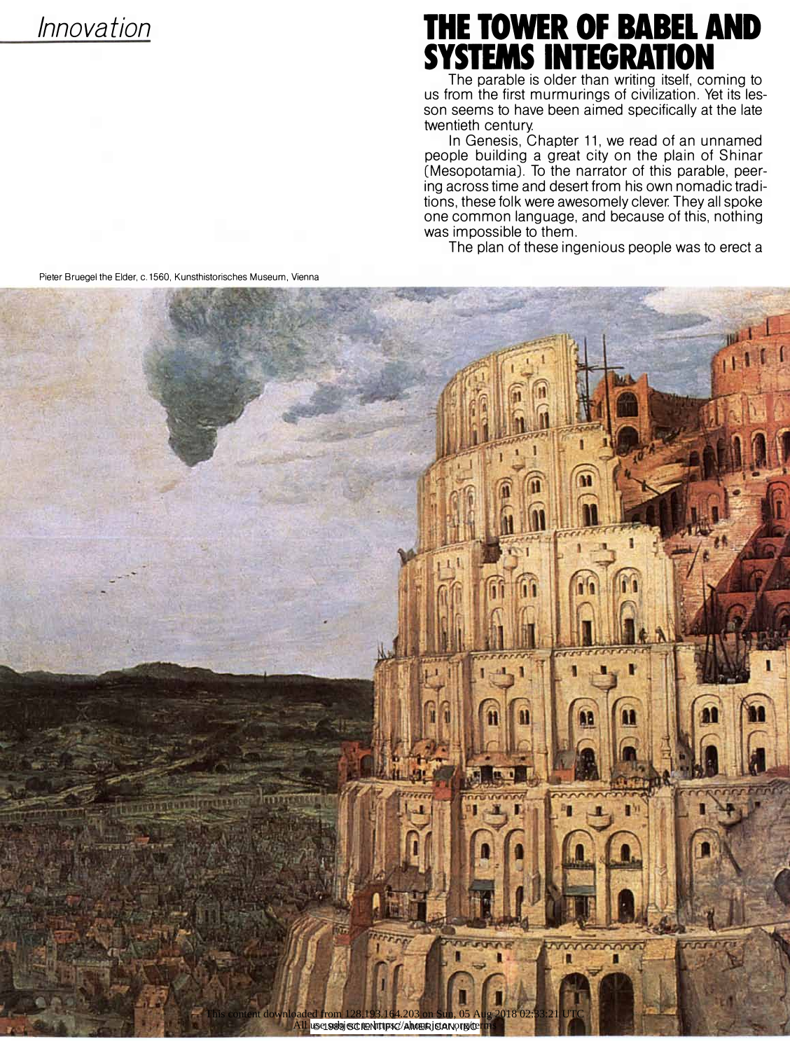*Innovation*

# THE TOWER OF BABEL AND SYSTEMS INTEGRATION

The parable is older than writing itself, coming to us from the first murmurings of civilization. Yet its lesson seems to have been aimed specifically at the late twentieth century.

In Genesis, Chapter 11, we read of an unnamed people building a great city on the plain of Shinar (Mesopotamia). To the narrator of this parable, peering across time and desert from his own nomadic traditions, these folk were awesomely clever. They all spoke one common language, and because of this, nothing was impossible to them.

The plan of these ingenious people was to erect a

Pieter Bruegel the Elder, c.1560, Kunsthistorisches Museum, Vienna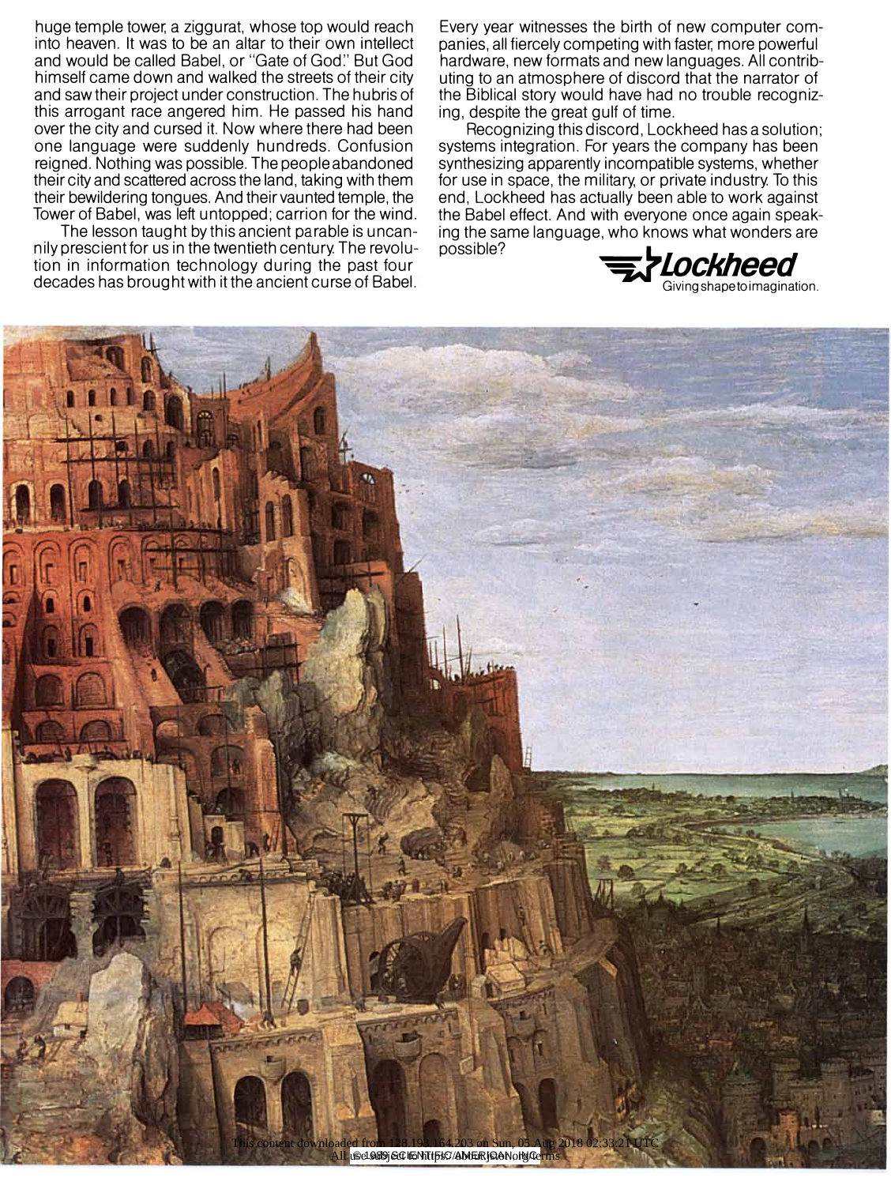huge temple tower, a ziggurat, whose top would reach into heaven. It was to be an altar to their own intellect and would be called Babel, or "Gate of God." But God himself came down and walked the streets of their city and saw their project under construction. The hubris of this arrogant race angered him. He passed his hand over the city and cursed it. Now where there had been one language were suddenly hundreds. Confusion reigned. Nothing was possible. The people abandoned their city and scattered across the land, taking with them their bewildering tongues. And their vaunted temple, the Tower of Babel, was left untopped; carrion for the wind.

The lesson taught by this ancient parable is uncannily prescient for us in the twentieth century. The revolution in information technology during the past four decades has brought with it the ancient curse of Babel. Every year witnesses the birth of new computer companies, all fiercely competing with faster, more powerful hardware, new formats and new languages. All contributing to an atmosphere of discord that the narrator of the Biblical story would have had no trouble recognizing, despite the great gulf of time.

Recognizing this discord, Lockheed has a solution; systems integration. For years the company has been synthesizing apparently incompatible systems, whether for use in space, the military, or private industry. To this end, Lockheed has actually been able to work against the Babel effect. And with everyone once again speaking the same language, who knows what wonders are possible?

**Lockheed**
Giving shape to imagination.